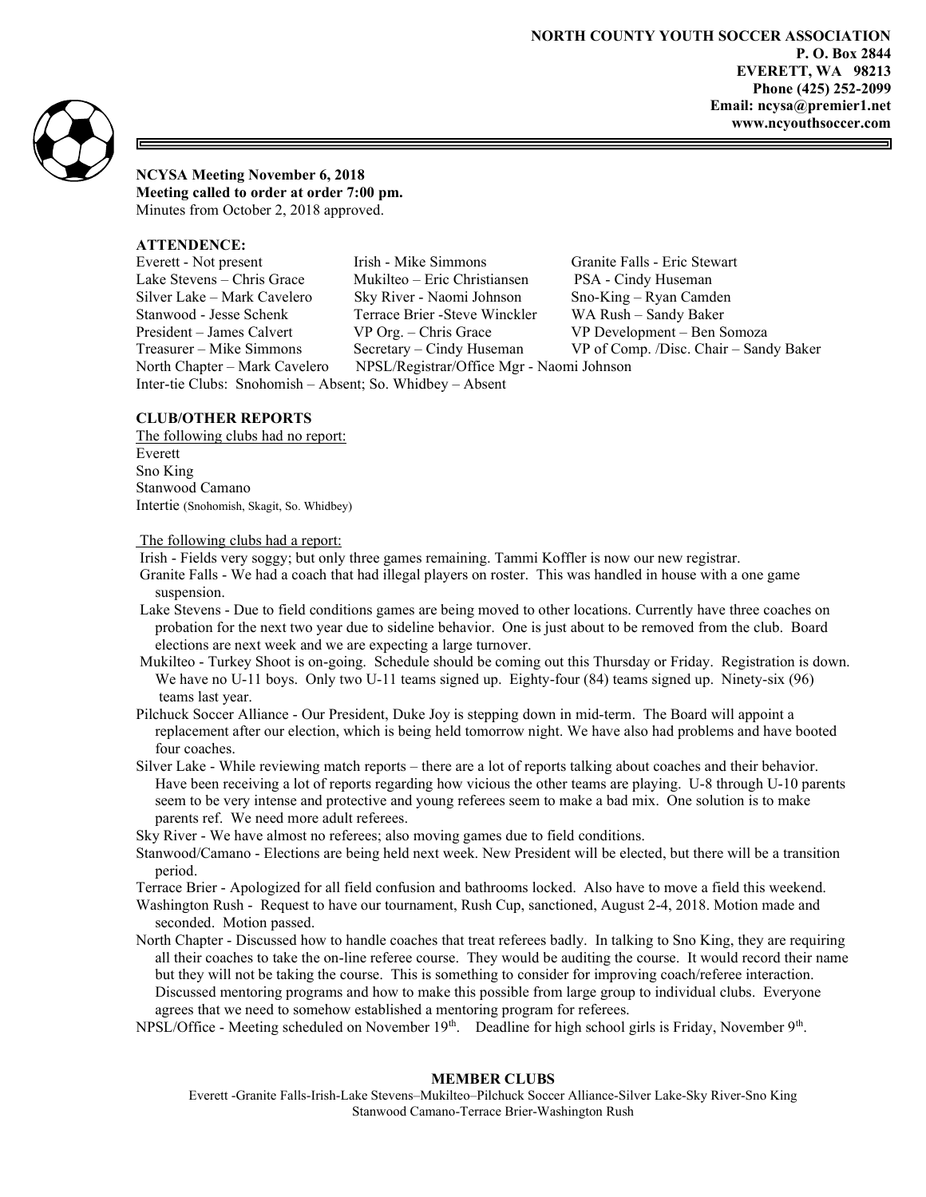NORTH COUNTY YOUTH SOCCER ASSOCIATION
P. O. Box 2844
EVERETT, WA 98213
Phone (425) 252-2099
Email: ncysa@premier1.net
www.ncyouthsoccer.com

**NCYSA Meeting November 6, 2018**
**Meeting called to order at order 7:00 pm.**
Minutes from October 2, 2018 approved.

**ATTENDENCE:**

| | | |
|---|---|---|
| Everett - Not present | Irish - Mike Simmons | Granite Falls - Eric Stewart |
| Lake Stevens – Chris Grace | Mukilteo – Eric Christiansen | PSA - Cindy Huseman |
| Silver Lake – Mark Cavelero | Sky River - Naomi Johnson | Sno-King – Ryan Camden |
| Stanwood - Jesse Schenk | Terrace Brier -Steve Winckler | WA Rush – Sandy Baker |
| President – James Calvert | VP Org. – Chris Grace | VP Development – Ben Somoza |
| Treasurer – Mike Simmons | Secretary – Cindy Huseman | VP of Comp. /Disc. Chair – Sandy Baker |

North Chapter – Mark Cavelero NPSL/Registrar/Office Mgr - Naomi Johnson
Inter-tie Clubs: Snohomish – Absent; So. Whidbey – Absent

**CLUB/OTHER REPORTS**

The following clubs had no report:
Everett
Sno King
Stanwood Camano
Intertie (Snohomish, Skagit, So. Whidbey)

The following clubs had a report:

Irish - Fields very soggy; but only three games remaining. Tammi Koffler is now our new registrar.

Granite Falls - We had a coach that had illegal players on roster. This was handled in house with a one game suspension.

Lake Stevens - Due to field conditions games are being moved to other locations. Currently have three coaches on probation for the next two year due to sideline behavior. One is just about to be removed from the club. Board elections are next week and we are expecting a large turnover.

Mukilteo - Turkey Shoot is on-going. Schedule should be coming out this Thursday or Friday. Registration is down. We have no U-11 boys. Only two U-11 teams signed up. Eighty-four (84) teams signed up. Ninety-six (96) teams last year.

Pilchuck Soccer Alliance - Our President, Duke Joy is stepping down in mid-term. The Board will appoint a replacement after our election, which is being held tomorrow night. We have also had problems and have booted four coaches.

Silver Lake - While reviewing match reports – there are a lot of reports talking about coaches and their behavior. Have been receiving a lot of reports regarding how vicious the other teams are playing. U-8 through U-10 parents seem to be very intense and protective and young referees seem to make a bad mix. One solution is to make parents ref. We need more adult referees.

Sky River - We have almost no referees; also moving games due to field conditions.

Stanwood/Camano - Elections are being held next week. New President will be elected, but there will be a transition period.

Terrace Brier - Apologized for all field confusion and bathrooms locked. Also have to move a field this weekend.

Washington Rush - Request to have our tournament, Rush Cup, sanctioned, August 2-4, 2018. Motion made and seconded. Motion passed.

North Chapter - Discussed how to handle coaches that treat referees badly. In talking to Sno King, they are requiring all their coaches to take the on-line referee course. They would be auditing the course. It would record their name but they will not be taking the course. This is something to consider for improving coach/referee interaction. Discussed mentoring programs and how to make this possible from large group to individual clubs. Everyone agrees that we need to somehow established a mentoring program for referees.

NPSL/Office - Meeting scheduled on November 19th. Deadline for high school girls is Friday, November 9th.

**MEMBER CLUBS**

Everett -Granite Falls-Irish-Lake Stevens–Mukilteo–Pilchuck Soccer Alliance-Silver Lake-Sky River-Sno King Stanwood Camano-Terrace Brier-Washington Rush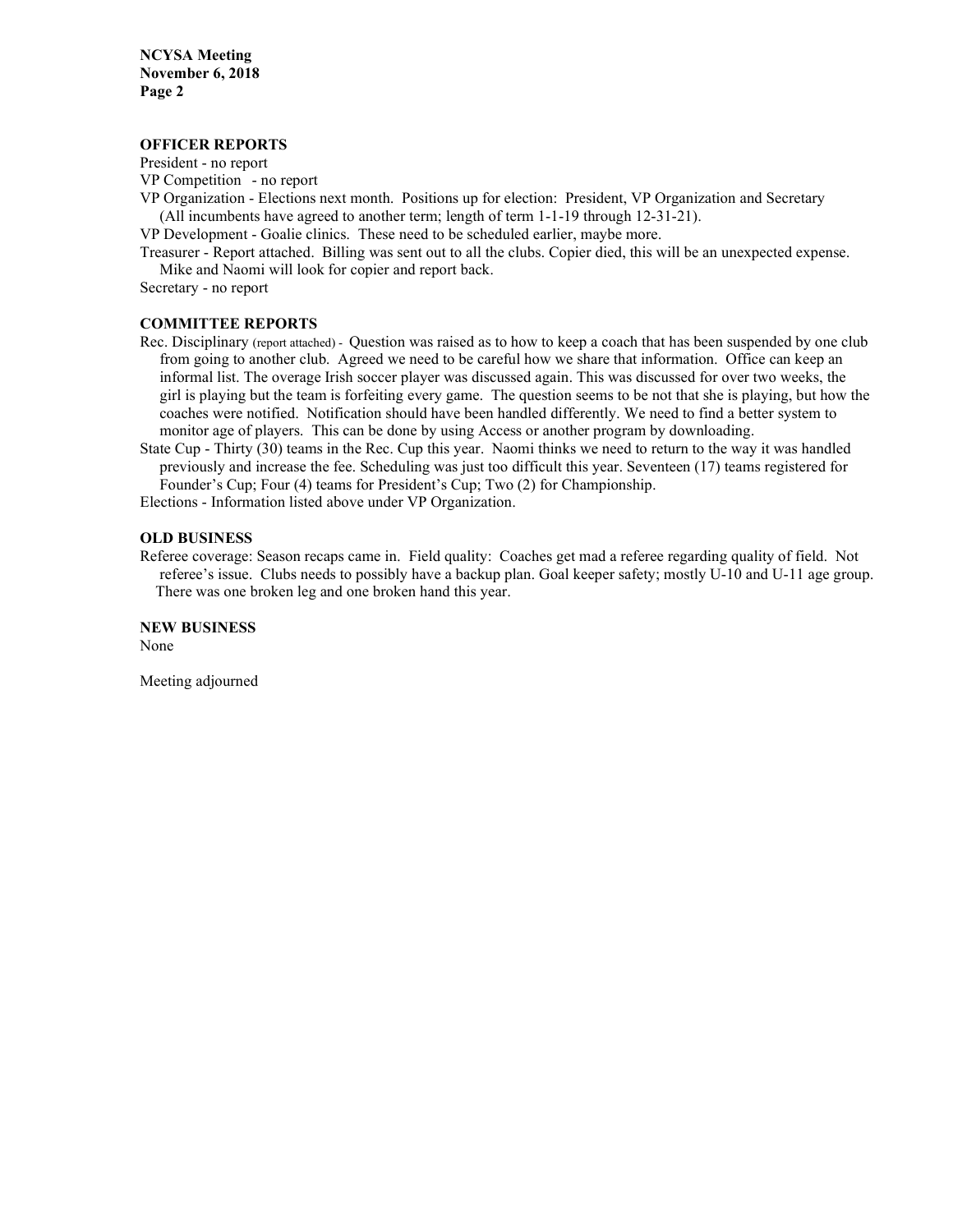## OFFICER REPORTS

President - no report

VP Competition - no report

VP Organization - Elections next month. Positions up for election: President, VP Organization and Secretary (All incumbents have agreed to another term; length of term 1-1-19 through 12-31-21).

VP Development - Goalie clinics. These need to be scheduled earlier, maybe more.

Treasurer - Report attached. Billing was sent out to all the clubs. Copier died, this will be an unexpected expense. Mike and Naomi will look for copier and report back.

Secretary - no report

## COMMITTEE REPORTS

Rec. Disciplinary (report attached) - Question was raised as to how to keep a coach that has been suspended by one club from going to another club. Agreed we need to be careful how we share that information. Office can keep an informal list. The overage Irish soccer player was discussed again. This was discussed for over two weeks, the girl is playing but the team is forfeiting every game. The question seems to be not that she is playing, but how the coaches were notified. Notification should have been handled differently. We need to find a better system to monitor age of players. This can be done by using Access or another program by downloading.

State Cup - Thirty (30) teams in the Rec. Cup this year. Naomi thinks we need to return to the way it was handled previously and increase the fee. Scheduling was just too difficult this year. Seventeen (17) teams registered for Founder's Cup; Four (4) teams for President's Cup; Two (2) for Championship.

Elections - Information listed above under VP Organization.

## OLD BUSINESS

Referee coverage: Season recaps came in. Field quality: Coaches get mad a referee regarding quality of field. Not referee's issue. Clubs needs to possibly have a backup plan. Goal keeper safety; mostly U-10 and U-11 age group. There was one broken leg and one broken hand this year.

## NEW BUSINESS

None

Meeting adjourned